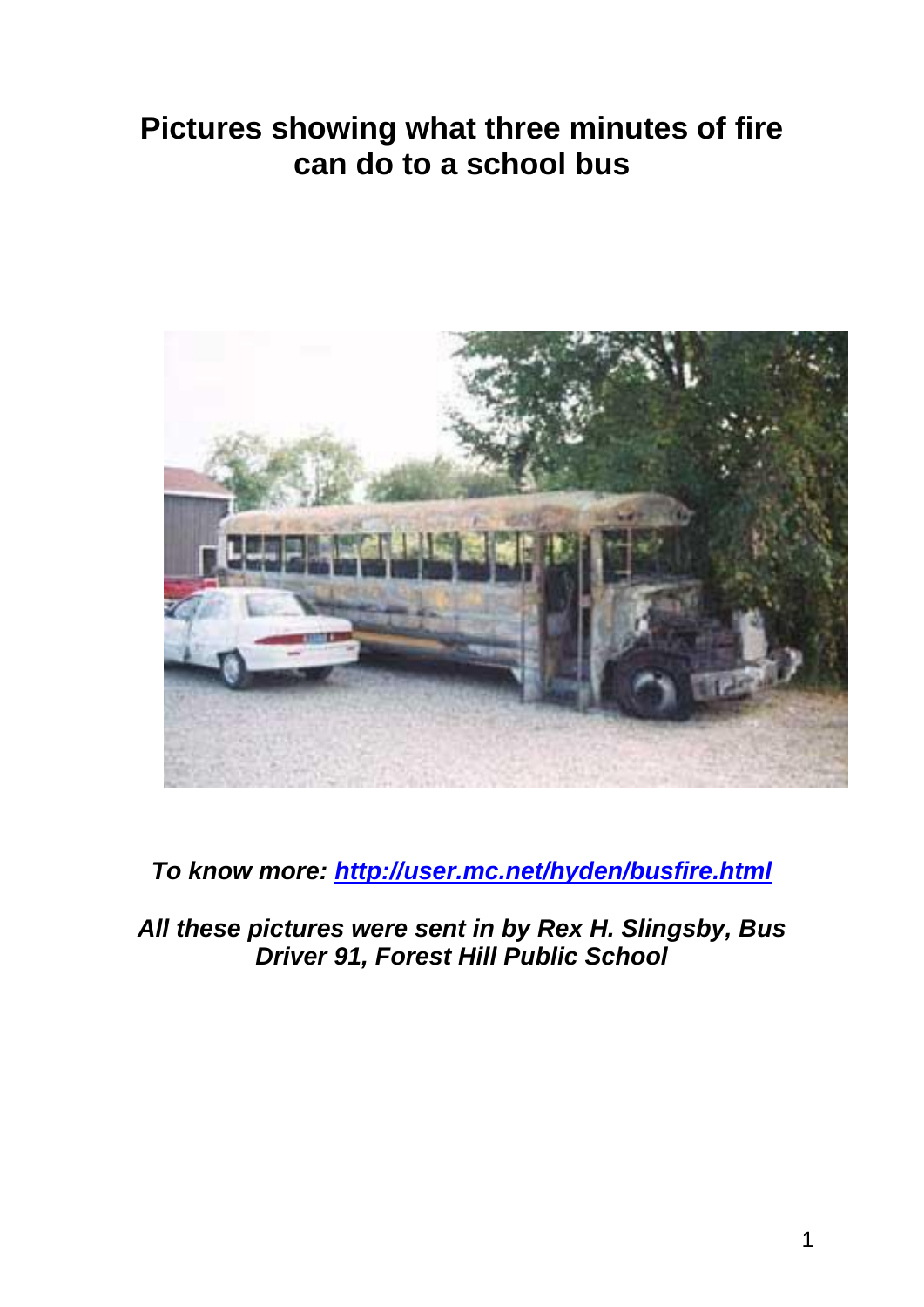# Pictures showing what three minutes of fire can do to a school bus

***To know more: [http://user.mc.net/hyden/busfire.html](http://user.mc.net/hyden/busfire.html)***

***All these pictures were sent in by Rex H. Slingsby, Bus Driver 91, Forest Hill Public School***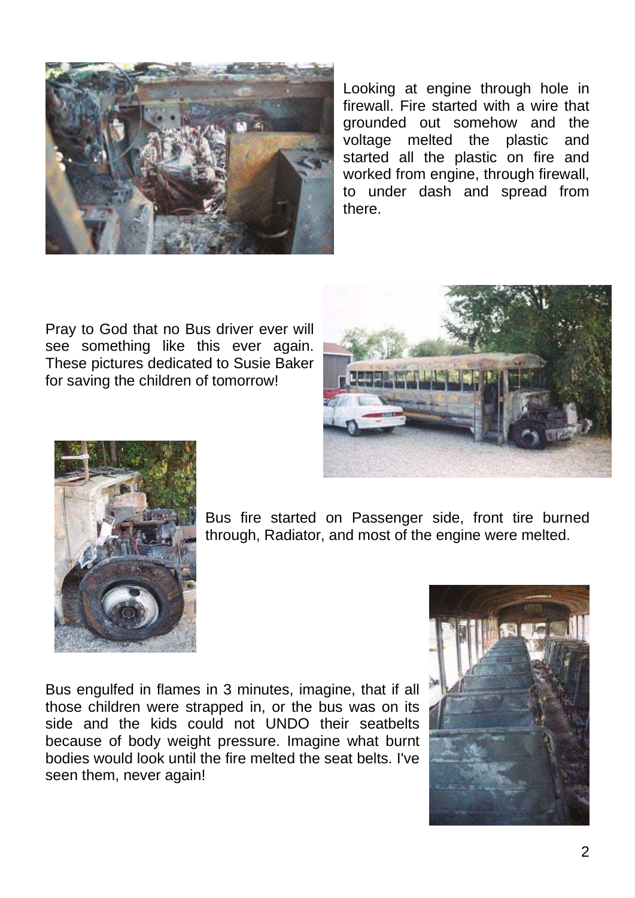Looking at engine through hole in firewall. Fire started with a wire that grounded out somehow and the voltage melted the plastic and started all the plastic on fire and worked from engine, through firewall, to under dash and spread from there.

Pray to God that no Bus driver ever will see something like this ever again. These pictures dedicated to Susie Baker for saving the children of tomorrow!

Bus fire started on Passenger side, front tire burned through, Radiator, and most of the engine were melted.

Bus engulfed in flames in 3 minutes, imagine, that if all those children were strapped in, or the bus was on its side and the kids could not UNDO their seatbelts because of body weight pressure. Imagine what burnt bodies would look until the fire melted the seat belts. I've seen them, never again!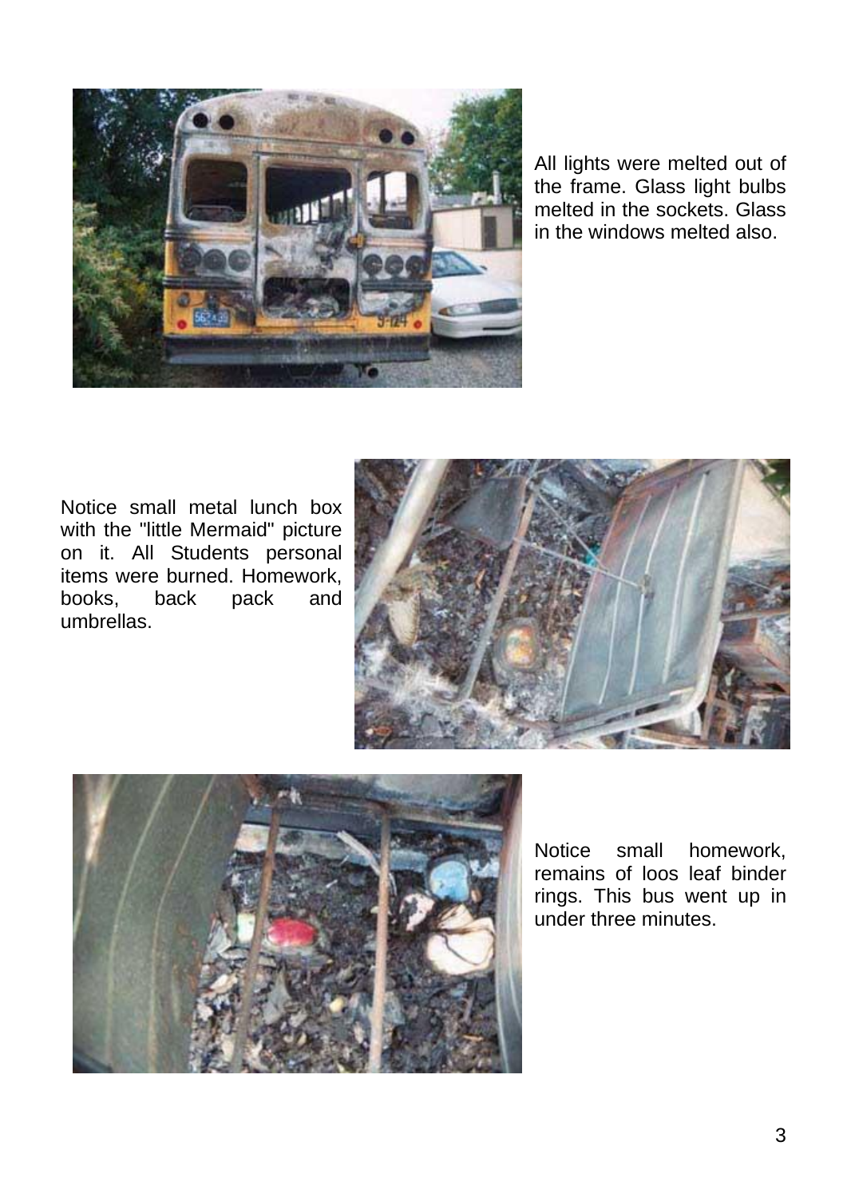All lights were melted out of the frame. Glass light bulbs melted in the sockets. Glass in the windows melted also.

Notice small metal lunch box with the "little Mermaid" picture on it. All Students personal items were burned. Homework, books, back pack and umbrellas.

Notice small homework, remains of loos leaf binder rings. This bus went up in under three minutes.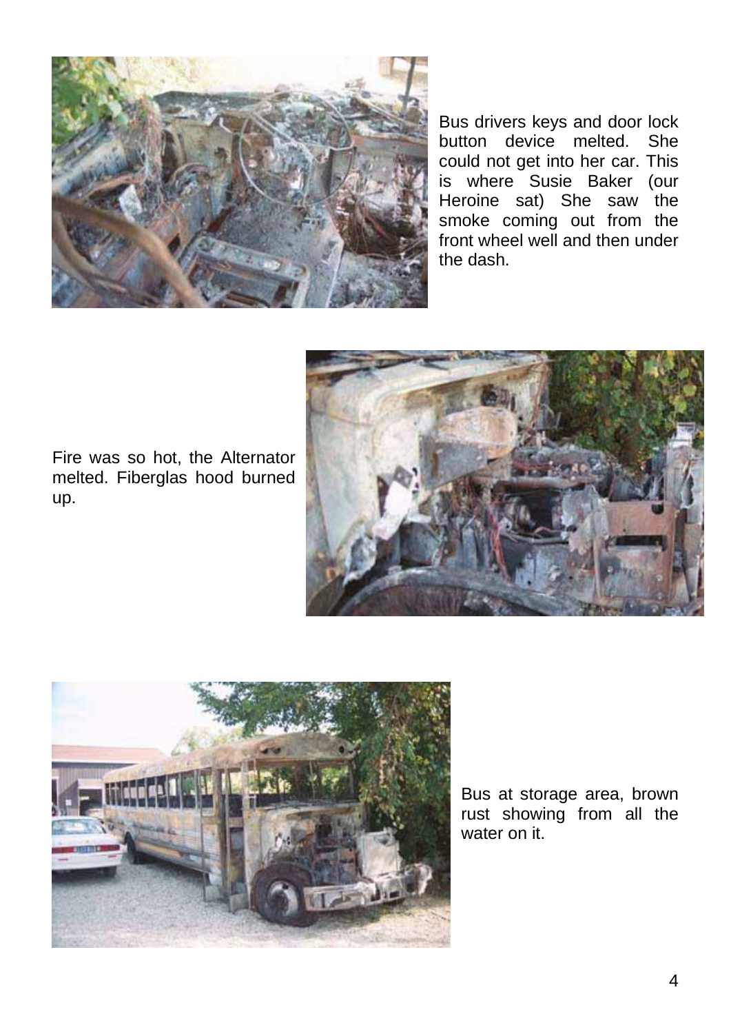Bus drivers keys and door lock button device melted. She could not get into her car. This is where Susie Baker (our Heroine sat) She saw the smoke coming out from the front wheel well and then under the dash.

Fire was so hot, the Alternator melted. Fiberglas hood burned up.

Bus at storage area, brown rust showing from all the water on it.